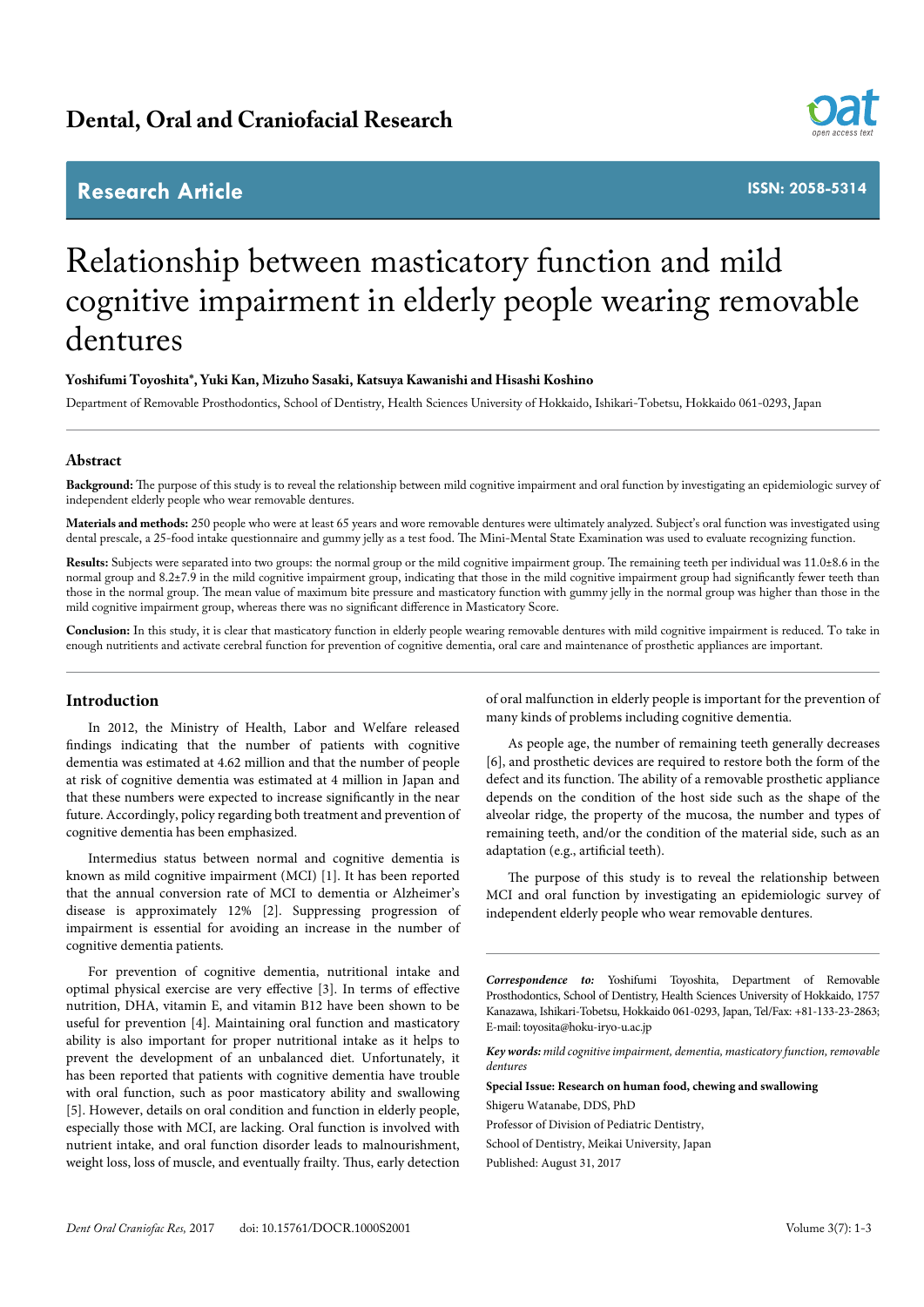# Relationship between masticatory function and mild cognitive impairment in elderly people wearing removable dentures

**Yoshifumi Toyoshita*, Yuki Kan, Mizuho Sasaki, Katsuya Kawanishi and Hisashi Koshino**

Department of Removable Prosthodontics, School of Dentistry, Health Sciences University of Hokkaido, Ishikari-Tobetsu, Hokkaido 061-0293, Japan

## Abstract

**Background:** The purpose of this study is to reveal the relationship between mild cognitive impairment and oral function by investigating an epidemiologic survey of independent elderly people who wear removable dentures.

**Materials and methods:** 250 people who were at least 65 years and wore removable dentures were ultimately analyzed. Subject's oral function was investigated using dental prescale, a 25-food intake questionnaire and gummy jelly as a test food. The Mini-Mental State Examination was used to evaluate recognizing function.

**Results:** Subjects were separated into two groups: the normal group or the mild cognitive impairment group. The remaining teeth per individual was 11.0±8.6 in the normal group and 8.2±7.9 in the mild cognitive impairment group, indicating that those in the mild cognitive impairment group had significantly fewer teeth than those in the normal group. The mean value of maximum bite pressure and masticatory function with gummy jelly in the normal group was higher than those in the mild cognitive impairment group, whereas there was no significant difference in Masticatory Score.

**Conclusion:** In this study, it is clear that masticatory function in elderly people wearing removable dentures with mild cognitive impairment is reduced. To take in enough nutritients and activate cerebral function for prevention of cognitive dementia, oral care and maintenance of prosthetic appliances are important.

## Introduction

In 2012, the Ministry of Health, Labor and Welfare released findings indicating that the number of patients with cognitive dementia was estimated at 4.62 million and that the number of people at risk of cognitive dementia was estimated at 4 million in Japan and that these numbers were expected to increase significantly in the near future. Accordingly, policy regarding both treatment and prevention of cognitive dementia has been emphasized.

Intermedius status between normal and cognitive dementia is known as mild cognitive impairment (MCI) [1]. It has been reported that the annual conversion rate of MCI to dementia or Alzheimer's disease is approximately 12% [2]. Suppressing progression of impairment is essential for avoiding an increase in the number of cognitive dementia patients.

For prevention of cognitive dementia, nutritional intake and optimal physical exercise are very effective [3]. In terms of effective nutrition, DHA, vitamin E, and vitamin B12 have been shown to be useful for prevention [4]. Maintaining oral function and masticatory ability is also important for proper nutritional intake as it helps to prevent the development of an unbalanced diet. Unfortunately, it has been reported that patients with cognitive dementia have trouble with oral function, such as poor masticatory ability and swallowing [5]. However, details on oral condition and function in elderly people, especially those with MCI, are lacking. Oral function is involved with nutrient intake, and oral function disorder leads to malnourishment, weight loss, loss of muscle, and eventually frailty. Thus, early detection of oral malfunction in elderly people is important for the prevention of many kinds of problems including cognitive dementia.

As people age, the number of remaining teeth generally decreases [6], and prosthetic devices are required to restore both the form of the defect and its function. The ability of a removable prosthetic appliance depends on the condition of the host side such as the shape of the alveolar ridge, the property of the mucosa, the number and types of remaining teeth, and/or the condition of the material side, such as an adaptation (e.g., artificial teeth).

The purpose of this study is to reveal the relationship between MCI and oral function by investigating an epidemiologic survey of independent elderly people who wear removable dentures.

***Correspondence to:*** Yoshifumi Toyoshita, Department of Removable Prosthodontics, School of Dentistry, Health Sciences University of Hokkaido, 1757 Kanazawa, Ishikari-Tobetsu, Hokkaido 061-0293, Japan, Tel/Fax: +81-133-23-2863; E-mail: toyosita@hoku-iryo-u.ac.jp

***Key words:*** *mild cognitive impairment, dementia, masticatory function, removable dentures*

**Special Issue: Research on human food, chewing and swallowing**

Shigeru Watanabe, DDS, PhD

Professor of Division of Pediatric Dentistry,

School of Dentistry, Meikai University, Japan

Published: August 31, 2017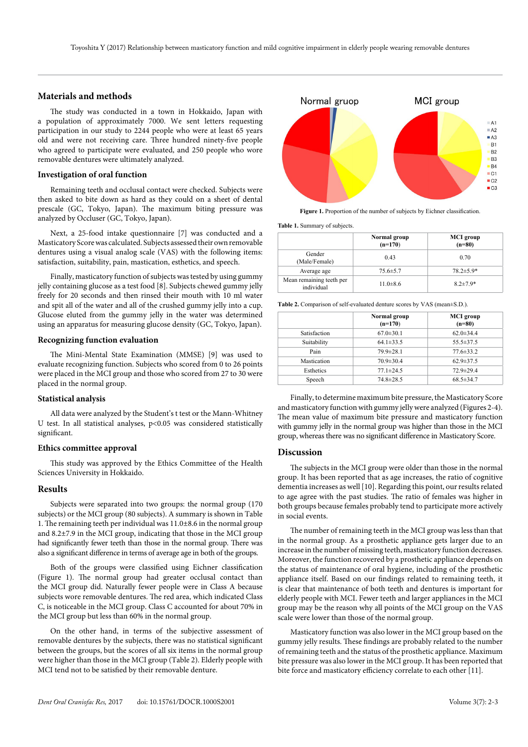## Materials and methods

The study was conducted in a town in Hokkaido, Japan with a population of approximately 7000. We sent letters requesting participation in our study to 2244 people who were at least 65 years old and were not receiving care. Three hundred ninety-five people who agreed to participate were evaluated, and 250 people who wore removable dentures were ultimately analyzed.

### Investigation of oral function

Remaining teeth and occlusal contact were checked. Subjects were then asked to bite down as hard as they could on a sheet of dental prescale (GC, Tokyo, Japan). The maximum biting pressure was analyzed by Occluser (GC, Tokyo, Japan).

Next, a 25-food intake questionnaire [7] was conducted and a Masticatory Score was calculated. Subjects assessed their own removable dentures using a visual analog scale (VAS) with the following items: satisfaction, suitability, pain, mastication, esthetics, and speech.

Finally, masticatory function of subjects was tested by using gummy jelly containing glucose as a test food [8]. Subjects chewed gummy jelly freely for 20 seconds and then rinsed their mouth with 10 ml water and spit all of the water and all of the crushed gummy jelly into a cup. Glucose eluted from the gummy jelly in the water was determined using an apparatus for measuring glucose density (GC, Tokyo, Japan).

### Recognizing function evaluation

The Mini-Mental State Examination (MMSE) [9] was used to evaluate recognizing function. Subjects who scored from 0 to 26 points were placed in the MCI group and those who scored from 27 to 30 were placed in the normal group.

### Statistical analysis

All data were analyzed by the Student's t test or the Mann-Whitney U test. In all statistical analyses, $p<0.05$ was considered statistically significant.

### Ethics committee approval

This study was approved by the Ethics Committee of the Health Sciences University in Hokkaido.

## Results

Subjects were separated into two groups: the normal group (170 subjects) or the MCI group (80 subjects). A summary is shown in Table 1. The remaining teeth per individual was 11.0±8.6 in the normal group and 8.2±7.9 in the MCI group, indicating that those in the MCI group had significantly fewer teeth than those in the normal group. There was also a significant difference in terms of average age in both of the groups.

Both of the groups were classified using Eichner classification (Figure 1). The normal group had greater occlusal contact than the MCI group did. Naturally fewer people were in Class A because subjects wore removable dentures. The red area, which indicated Class C, is noticeable in the MCI group. Class C accounted for about 70% in the MCI group but less than 60% in the normal group.

On the other hand, in terms of the subjective assessment of removable dentures by the subjects, there was no statistical significant between the groups, but the scores of all six items in the normal group were higher than those in the MCI group (Table 2). Elderly people with MCI tend not to be satisfied by their removable denture.

**Figure 1.** Proportion of the number of subjects by Eichner classification.

**Table 1.** Summary of subjects.

| | Normal group (n=170) | MCI group (n=80) |
|---|---|---|
| Gender (Male/Female) | 0.43 | 0.70 |
| Average age | 75.6±5.7 | 78.2±5.9* |
| Mean remaining teeth per individual | 11.0±8.6 | 8.2±7.9* |

**Table 2.** Comparison of self-evaluated denture scores by VAS (mean±S.D.).

| | Normal group (n=170) | MCI group (n=80) |
|---|---|---|
| Satisfaction | 67.0±30.1 | 62.0±34.4 |
| Suitability | 64.1±33.5 | 55.5±37.5 |
| Pain | 79.9±28.1 | 77.6±33.2 |
| Mastication | 70.9±30.4 | 62.9±37.5 |
| Esthetics | 77.1±24.5 | 72.9±29.4 |
| Speech | 74.8±28.5 | 68.5±34.7 |

Finally, to determine maximum bite pressure, the Masticatory Score and masticatory function with gummy jelly were analyzed (Figures 2-4). The mean value of maximum bite pressure and masticatory function with gummy jelly in the normal group was higher than those in the MCI group, whereas there was no significant difference in Masticatory Score.

## Discussion

The subjects in the MCI group were older than those in the normal group. It has been reported that as age increases, the ratio of cognitive dementia increases as well [10]. Regarding this point, our results related to age agree with the past studies. The ratio of females was higher in both groups because females probably tend to participate more actively in social events.

The number of remaining teeth in the MCI group was less than that in the normal group. As a prosthetic appliance gets larger due to an increase in the number of missing teeth, masticatory function decreases. Moreover, the function recovered by a prosthetic appliance depends on the status of maintenance of oral hygiene, including of the prosthetic appliance itself. Based on our findings related to remaining teeth, it is clear that maintenance of both teeth and dentures is important for elderly people with MCI. Fewer teeth and larger appliances in the MCI group may be the reason why all points of the MCI group on the VAS scale were lower than those of the normal group.

Masticatory function was also lower in the MCI group based on the gummy jelly results. These findings are probably related to the number of remaining teeth and the status of the prosthetic appliance. Maximum bite pressure was also lower in the MCI group. It has been reported that bite force and masticatory efficiency correlate to each other [11].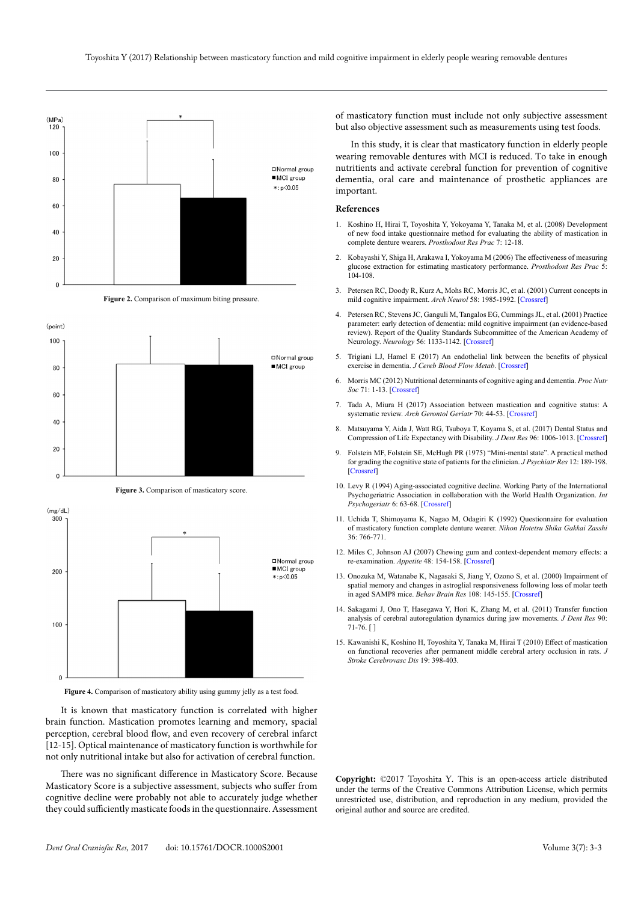(MPa)
120
100
80
60
40
20
0
*
□Normal group
■MCI group
*: p<0.05

**Figure 2.** Comparison of maximum biting pressure.

(point)
100
80
60
40
20
0
□Normal group
■MCI group

**Figure 3.** Comparison of masticatory score.

(mg/dL)
300
200
100
0
*
□Normal group
■MCI group
*: p<0.05

**Figure 4.** Comparison of masticatory ability using gummy jelly as a test food.

It is known that masticatory function is correlated with higher brain function. Mastication promotes learning and memory, spatial perception, cerebral blood flow, and even recovery of cerebral infarct [12-15]. Optical maintenance of masticatory function is worthwhile for not only nutritional intake but also for activation of cerebral function.

There was no significant difference in Masticatory Score. Because Masticatory Score is a subjective assessment, subjects who suffer from cognitive decline were probably not able to accurately judge whether they could sufficiently masticate foods in the questionnaire. Assessment of masticatory function must include not only subjective assessment but also objective assessment such as measurements using test foods.

In this study, it is clear that masticatory function in elderly people wearing removable dentures with MCI is reduced. To take in enough nutritients and activate cerebral function for prevention of cognitive dementia, oral care and maintenance of prosthetic appliances are important.

## References

1. Koshino H, Hirai T, Toyoshita Y, Yokoyama Y, Tanaka M, et al. (2008) Development of new food intake questionnaire method for evaluating the ability of mastication in complete denture wearers. *Prosthodont Res Prac* 7: 12-18.
2. Kobayashi Y, Shiga H, Arakawa I, Yokoyama M (2006) The effectiveness of measuring glucose extraction for estimating masticatory performance. *Prosthodont Res Prac* 5: 104-108.
3. Petersen RC, Doody R, Kurz A, Mohs RC, Morris JC, et al. (2001) Current concepts in mild cognitive impairment. *Arch Neurol* 58: 1985-1992. [Crossref]
4. Petersen RC, Stevens JC, Ganguli M, Tangalos EG, Cummings JL, et al. (2001) Practice parameter: early detection of dementia: mild cognitive impairment (an evidence-based review). Report of the Quality Standards Subcommittee of the American Academy of Neurology. *Neurology* 56: 1133-1142. [Crossref]
5. Trigiani LJ, Hamel E (2017) An endothelial link between the benefits of physical exercise in dementia. *J Cereb Blood Flow Metab*. [Crossref]
6. Morris MC (2012) Nutritional determinants of cognitive aging and dementia. *Proc Nutr Soc* 71: 1-13. [Crossref]
7. Tada A, Miura H (2017) Association between mastication and cognitive status: A systematic review. *Arch Gerontol Geriatr* 70: 44-53. [Crossref]
8. Matsuyama Y, Aida J, Watt RG, Tsuboya T, Koyama S, et al. (2017) Dental Status and Compression of Life Expectancy with Disability. *J Dent Res* 96: 1006-1013. [Crossref]
9. Folstein MF, Folstein SE, McHugh PR (1975) "Mini-mental state". A practical method for grading the cognitive state of patients for the clinician. *J Psychiatr Res* 12: 189-198. [Crossref]
10. Levy R (1994) Aging-associated cognitive decline. Working Party of the International Psychogeriatric Association in collaboration with the World Health Organization. *Int Psychogeriatr* 6: 63-68. [Crossref]
11. Uchida T, Shimoyama K, Nagao M, Odagiri K (1992) Questionnaire for evaluation of masticatory function complete denture wearer. *Nihon Hotetsu Shika Gakkai Zasshi* 36: 766-771.
12. Miles C, Johnson AJ (2007) Chewing gum and context-dependent memory effects: a re-examination. *Appetite* 48: 154-158. [Crossref]
13. Onozuka M, Watanabe K, Nagasaki S, Jiang Y, Ozono S, et al. (2000) Impairment of spatial memory and changes in astroglial responsiveness following loss of molar teeth in aged SAMP8 mice. *Behav Brain Res* 108: 145-155. [Crossref]
14. Sakagami J, Ono T, Hasegawa Y, Hori K, Zhang M, et al. (2011) Transfer function analysis of cerebral autoregulation dynamics during jaw movements. *J Dent Res* 90: 71-76. [ ]
15. Kawanishi K, Koshino H, Toyoshita Y, Tanaka M, Hirai T (2010) Effect of mastication on functional recoveries after permanent middle cerebral artery occlusion in rats. *J Stroke Cerebrovasc Dis* 19: 398-403.

**Copyright:** ©2017 Toyoshita Y. This is an open-access article distributed under the terms of the Creative Commons Attribution License, which permits unrestricted use, distribution, and reproduction in any medium, provided the original author and source are credited.